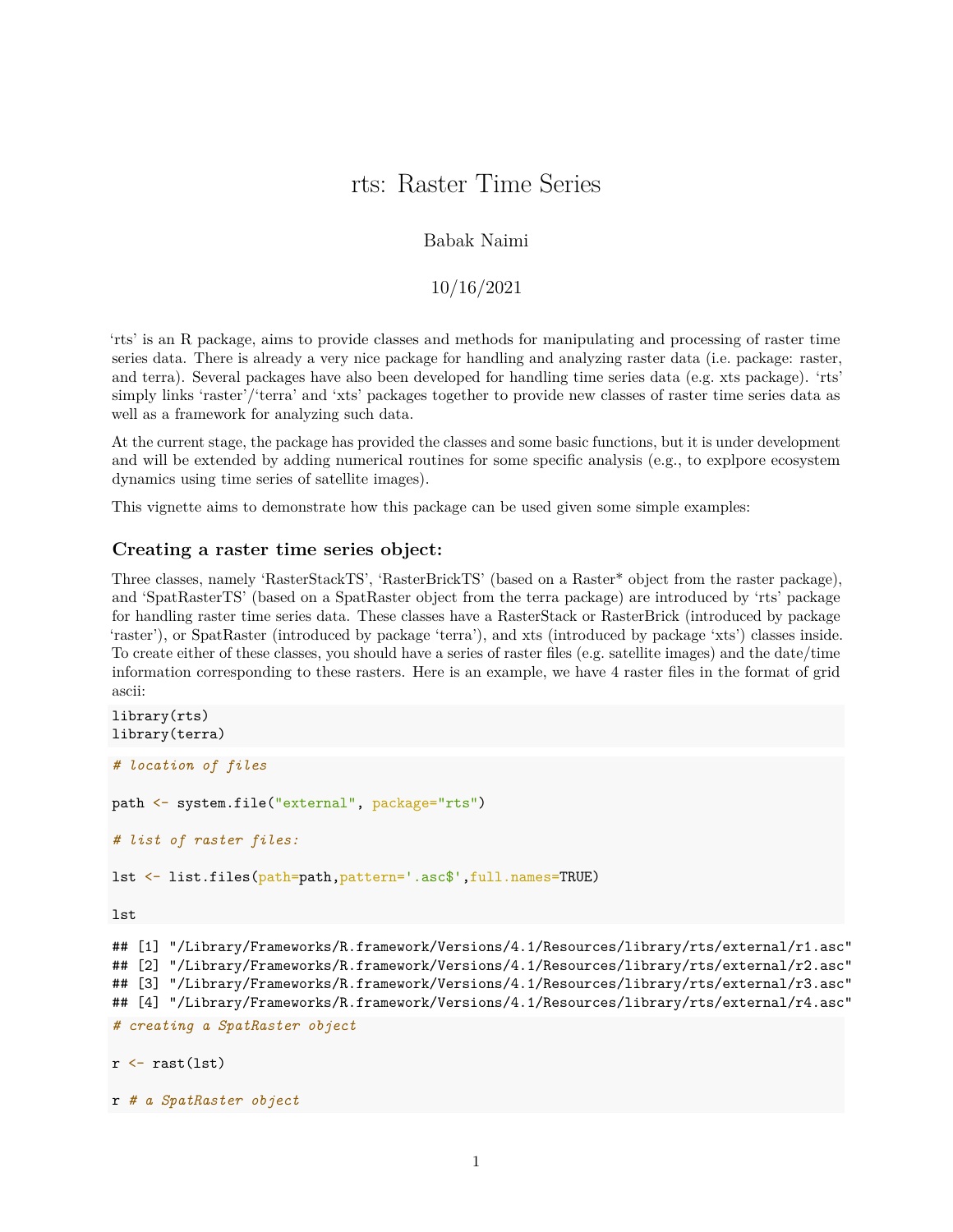# rts: Raster Time Series

Babak Naimi

10/16/2021

'rts' is an R package, aims to provide classes and methods for manipulating and processing of raster time series data. There is already a very nice package for handling and analyzing raster data (i.e. package: raster, and terra). Several packages have also been developed for handling time series data (e.g. xts package). 'rts' simply links 'raster'/'terra' and 'xts' packages together to provide new classes of raster time series data as well as a framework for analyzing such data.

At the current stage, the package has provided the classes and some basic functions, but it is under development and will be extended by adding numerical routines for some specific analysis (e.g., to explpore ecosystem dynamics using time series of satellite images).

This vignette aims to demonstrate how this package can be used given some simple examples:

### Creating a raster time series object:

Three classes, namely 'RasterStackTS', 'RasterBrickTS' (based on a Raster* object from the raster package), and 'SpatRasterTS' (based on a SpatRaster object from the terra package) are introduced by 'rts' package for handling raster time series data. These classes have a RasterStack or RasterBrick (introduced by package 'raster'), or SpatRaster (introduced by package 'terra'), and xts (introduced by package 'xts') classes inside. To create either of these classes, you should have a series of raster files (e.g. satellite images) and the date/time information corresponding to these rasters. Here is an example, we have 4 raster files in the format of grid ascii:

```
library(rts)
library(terra)
```

```
# location of files

path <- system.file("external", package="rts")

# list of raster files:

lst <- list.files(path=path,pattern='.asc$',full.names=TRUE)

lst
```

```
## [1] "/Library/Frameworks/R.framework/Versions/4.1/Resources/library/rts/external/r1.asc"
## [2] "/Library/Frameworks/R.framework/Versions/4.1/Resources/library/rts/external/r2.asc"
## [3] "/Library/Frameworks/R.framework/Versions/4.1/Resources/library/rts/external/r3.asc"
## [4] "/Library/Frameworks/R.framework/Versions/4.1/Resources/library/rts/external/r4.asc"
```

```
# creating a SpatRaster object

r <- rast(lst)

r # a SpatRaster object
```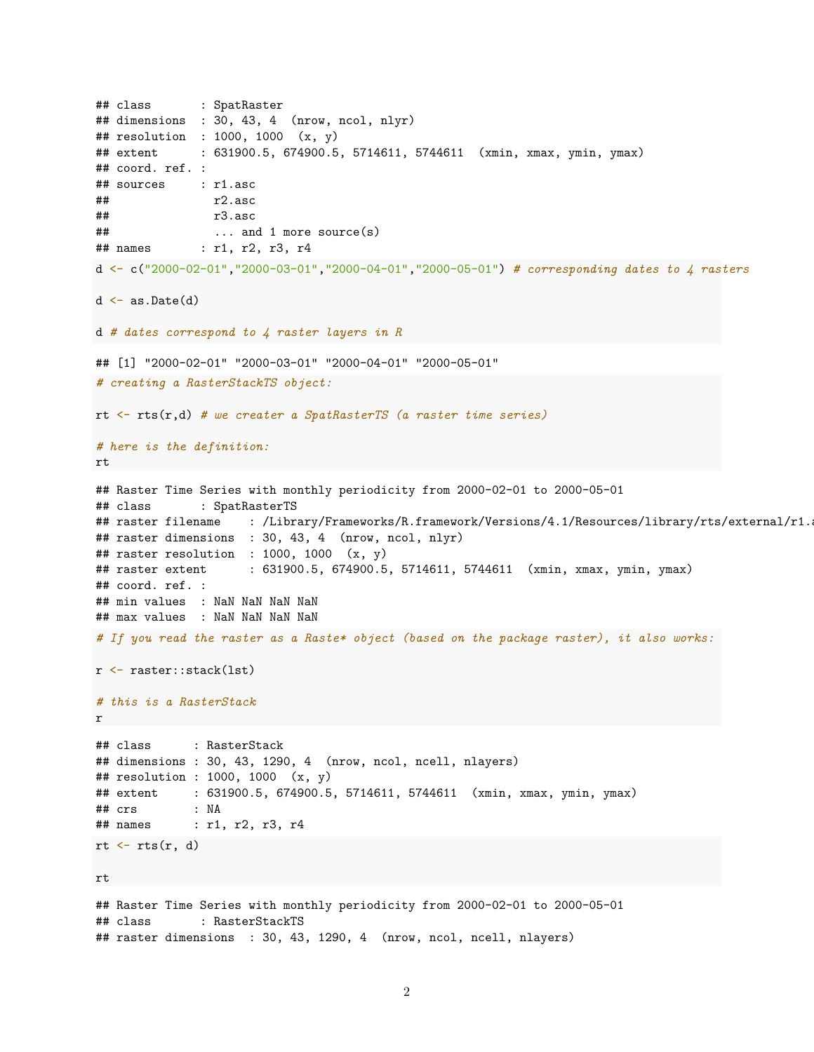```
## class       : SpatRaster
## dimensions  : 30, 43, 4  (nrow, ncol, nlyr)
## resolution  : 1000, 1000  (x, y)
## extent      : 631900.5, 674900.5, 5714611, 5744611  (xmin, xmax, ymin, ymax)
## coord. ref. :
## sources     : r1.asc
##               r2.asc
##               r3.asc
##               ... and 1 more source(s)
## names       : r1, r2, r3, r4
```

```
d <- c("2000-02-01","2000-03-01","2000-04-01","2000-05-01") # corresponding dates to 4 rasters

d <- as.Date(d)

d # dates correspond to 4 raster layers in R
```

```
## [1] "2000-02-01" "2000-03-01" "2000-04-01" "2000-05-01"
```

```
# creating a RasterStackTS object:

rt <- rts(r,d) # we creater a SpatRasterTS (a raster time series)

# here is the definition:
rt
```

```
## Raster Time Series with monthly periodicity from 2000-02-01 to 2000-05-01
## class       : SpatRasterTS
## raster filename    : /Library/Frameworks/R.framework/Versions/4.1/Resources/library/rts/external/r1.a
## raster dimensions  : 30, 43, 4  (nrow, ncol, nlyr)
## raster resolution  : 1000, 1000  (x, y)
## raster extent      : 631900.5, 674900.5, 5714611, 5744611  (xmin, xmax, ymin, ymax)
## coord. ref. :
## min values  : NaN NaN NaN NaN
## max values  : NaN NaN NaN NaN
```

```
# If you read the raster as a Raste* object (based on the package raster), it also works:

r <- raster::stack(lst)

# this is a RasterStack
r
```

```
## class      : RasterStack
## dimensions : 30, 43, 1290, 4  (nrow, ncol, ncell, nlayers)
## resolution : 1000, 1000  (x, y)
## extent     : 631900.5, 674900.5, 5714611, 5744611  (xmin, xmax, ymin, ymax)
## crs        : NA
## names      : r1, r2, r3, r4
```

```
rt <- rts(r, d)

rt
```

```
## Raster Time Series with monthly periodicity from 2000-02-01 to 2000-05-01
## class       : RasterStackTS
## raster dimensions  : 30, 43, 1290, 4  (nrow, ncol, ncell, nlayers)
```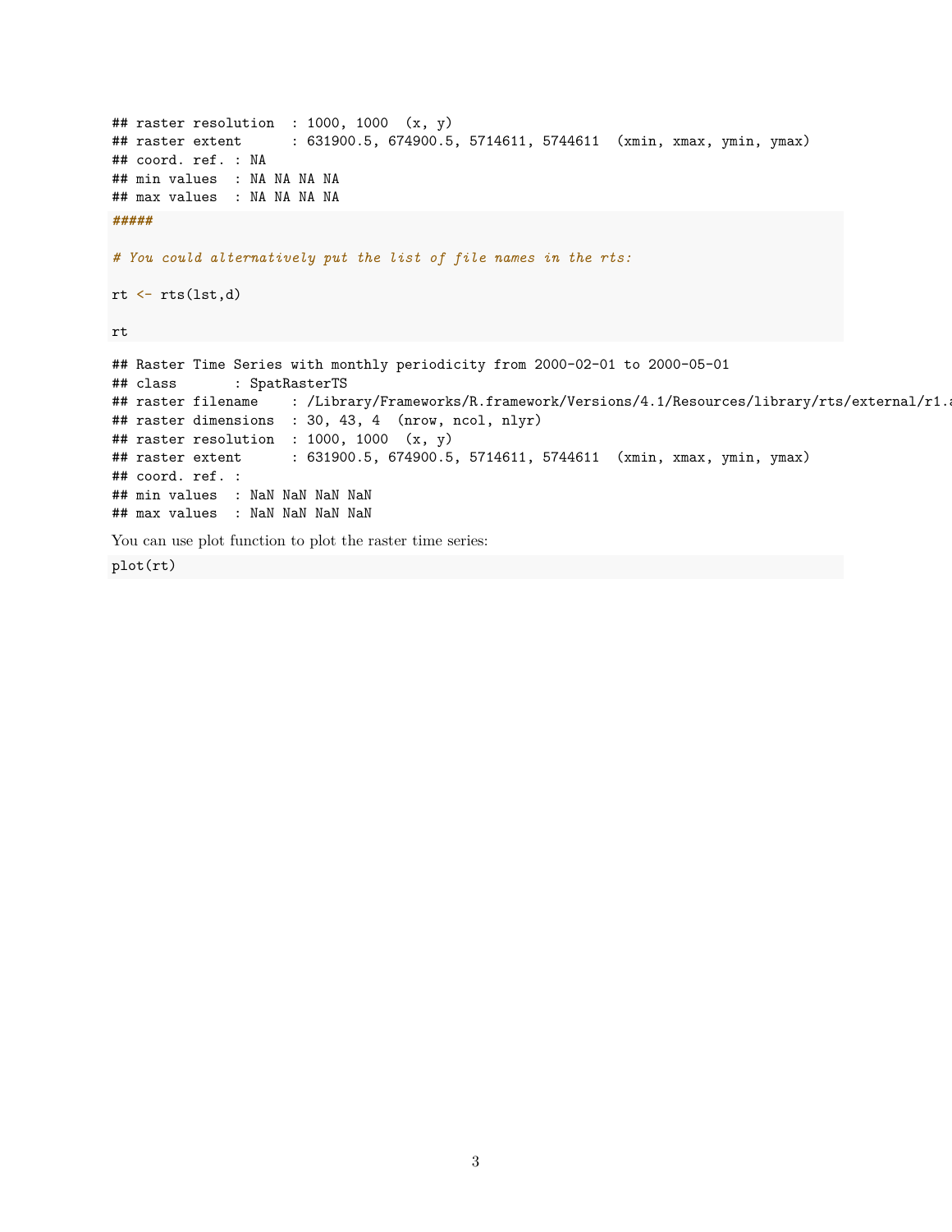```
## raster resolution  : 1000, 1000  (x, y)
## raster extent      : 631900.5, 674900.5, 5714611, 5744611  (xmin, xmax, ymin, ymax)
## coord. ref. : NA
## min values  : NA NA NA NA
## max values  : NA NA NA NA
```

```
#####

# You could alternatively put the list of file names in the rts:

rt <- rts(lst,d)

rt
```

```
## Raster Time Series with monthly periodicity from 2000-02-01 to 2000-05-01
## class       : SpatRasterTS
## raster filename    : /Library/Frameworks/R.framework/Versions/4.1/Resources/library/rts/external/r1.a
## raster dimensions  : 30, 43, 4  (nrow, ncol, nlyr)
## raster resolution  : 1000, 1000  (x, y)
## raster extent      : 631900.5, 674900.5, 5714611, 5744611  (xmin, xmax, ymin, ymax)
## coord. ref. :
## min values  : NaN NaN NaN NaN
## max values  : NaN NaN NaN NaN
```

You can use plot function to plot the raster time series:

```
plot(rt)
```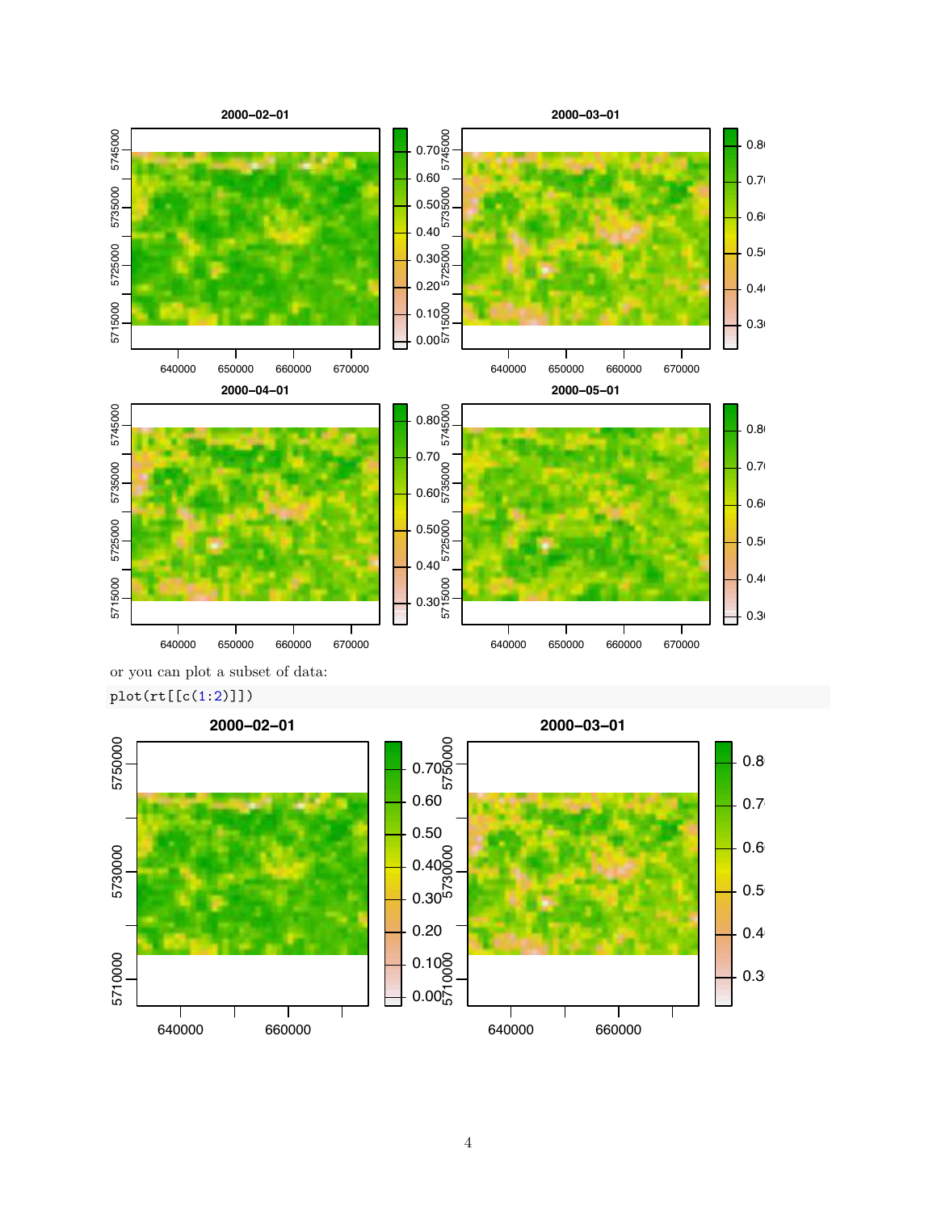or you can plot a subset of data:

```
plot(rt[[c(1:2)]])
```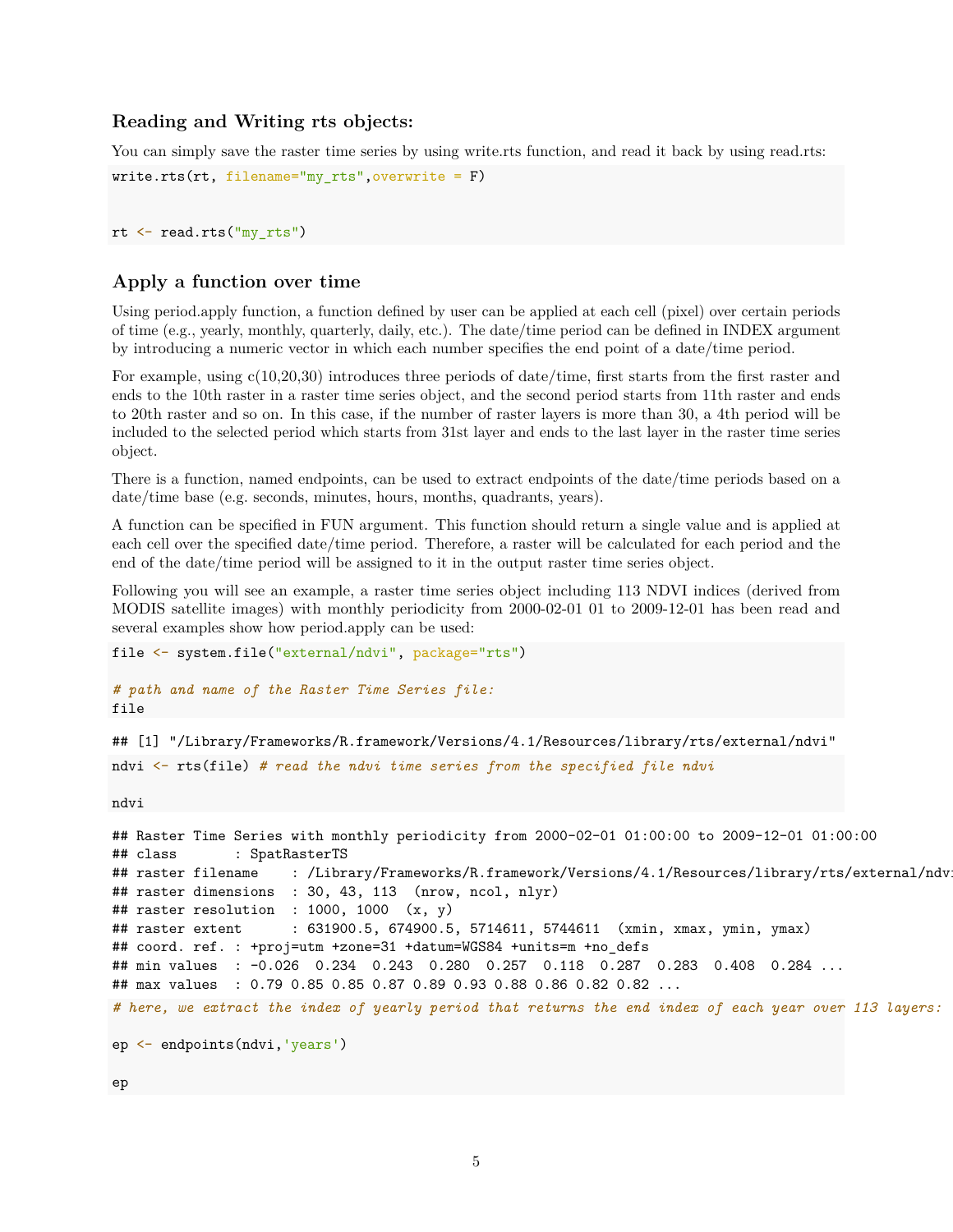### Reading and Writing rts objects:

You can simply save the raster time series by using write.rts function, and read it back by using read.rts:

```
write.rts(rt, filename="my_rts",overwrite = F)


rt <- read.rts("my_rts")
```

### Apply a function over time

Using period.apply function, a function defined by user can be applied at each cell (pixel) over certain periods of time (e.g., yearly, monthly, quarterly, daily, etc.). The date/time period can be defined in INDEX argument by introducing a numeric vector in which each number specifies the end point of a date/time period.

For example, using c(10,20,30) introduces three periods of date/time, first starts from the first raster and ends to the 10th raster in a raster time series object, and the second period starts from 11th raster and ends to 20th raster and so on. In this case, if the number of raster layers is more than 30, a 4th period will be included to the selected period which starts from 31st layer and ends to the last layer in the raster time series object.

There is a function, named endpoints, can be used to extract endpoints of the date/time periods based on a date/time base (e.g. seconds, minutes, hours, months, quadrants, years).

A function can be specified in FUN argument. This function should return a single value and is applied at each cell over the specified date/time period. Therefore, a raster will be calculated for each period and the end of the date/time period will be assigned to it in the output raster time series object.

Following you will see an example, a raster time series object including 113 NDVI indices (derived from MODIS satellite images) with monthly periodicity from 2000-02-01 01 to 2009-12-01 has been read and several examples show how period.apply can be used:

```
file <- system.file("external/ndvi", package="rts")

# path and name of the Raster Time Series file:
file
```

```
## [1] "/Library/Frameworks/R.framework/Versions/4.1/Resources/library/rts/external/ndvi"
```

```
ndvi <- rts(file) # read the ndvi time series from the specified file ndvi

ndvi
```

```
## Raster Time Series with monthly periodicity from 2000-02-01 01:00:00 to 2009-12-01 01:00:00
## class       : SpatRasterTS
## raster filename    : /Library/Frameworks/R.framework/Versions/4.1/Resources/library/rts/external/ndvi
## raster dimensions  : 30, 43, 113  (nrow, ncol, nlyr)
## raster resolution  : 1000, 1000  (x, y)
## raster extent      : 631900.5, 674900.5, 5714611, 5744611  (xmin, xmax, ymin, ymax)
## coord. ref. : +proj=utm +zone=31 +datum=WGS84 +units=m +no_defs
## min values  : -0.026  0.234  0.243  0.280  0.257  0.118  0.287  0.283  0.408  0.284 ...
## max values  : 0.79 0.85 0.85 0.87 0.89 0.93 0.88 0.86 0.82 0.82 ...
```

```
# here, we extract the index of yearly period that returns the end index of each year over 113 layers:

ep <- endpoints(ndvi,'years')

ep
```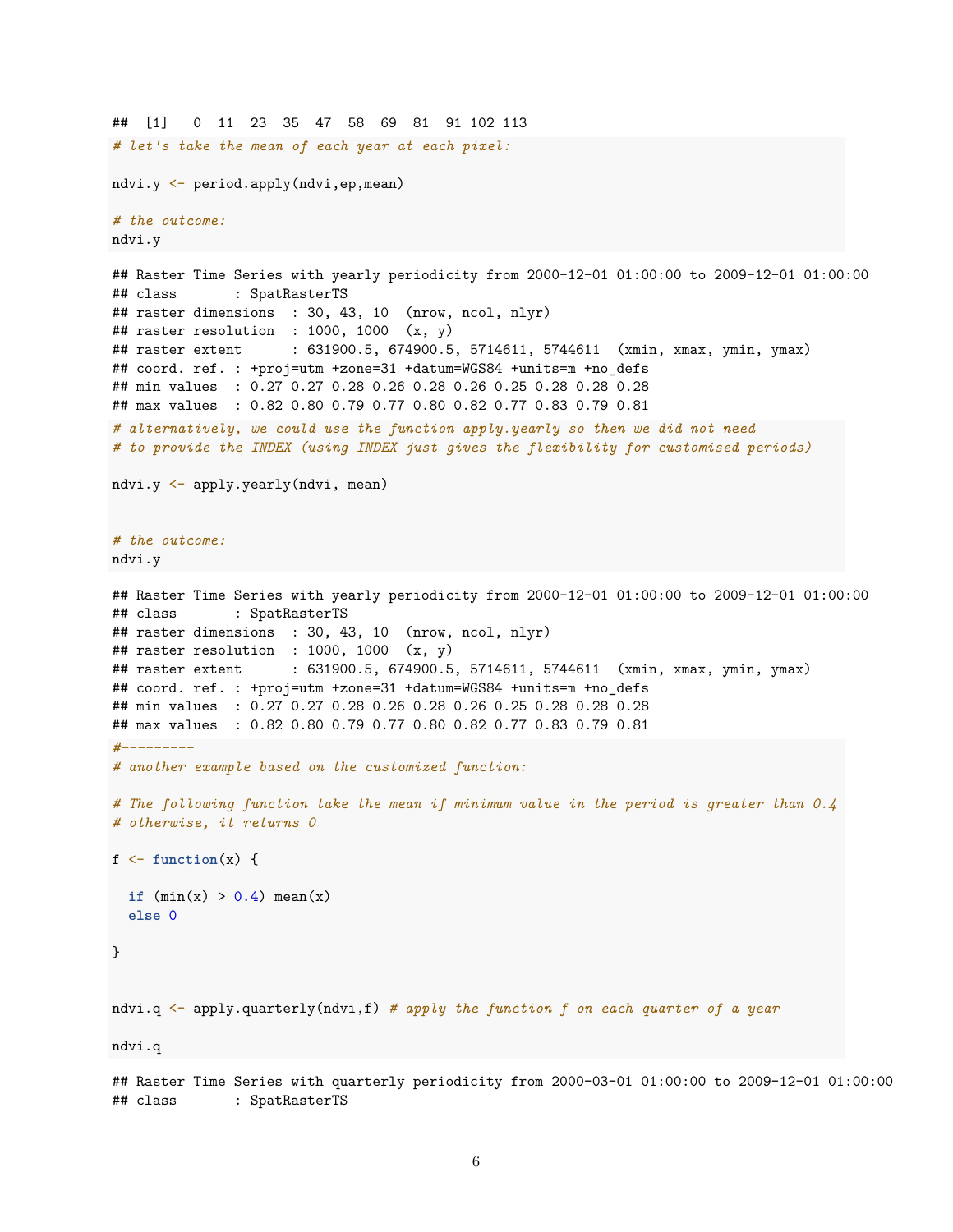```
##  [1]   0  11  23  35  47  58  69  81  91 102 113
```

```r
# let's take the mean of each year at each pixel:

ndvi.y <- period.apply(ndvi,ep,mean)

# the outcome:
ndvi.y
```

```
## Raster Time Series with yearly periodicity from 2000-12-01 01:00:00 to 2009-12-01 01:00:00
## class       : SpatRasterTS
## raster dimensions  : 30, 43, 10  (nrow, ncol, nlyr)
## raster resolution  : 1000, 1000  (x, y)
## raster extent      : 631900.5, 674900.5, 5714611, 5744611  (xmin, xmax, ymin, ymax)
## coord. ref. : +proj=utm +zone=31 +datum=WGS84 +units=m +no_defs
## min values  : 0.27 0.27 0.28 0.26 0.28 0.26 0.25 0.28 0.28 0.28
## max values  : 0.82 0.80 0.79 0.77 0.80 0.82 0.77 0.83 0.79 0.81
```

```r
# alternatively, we could use the function apply.yearly so then we did not need
# to provide the INDEX (using INDEX just gives the flexibility for customised periods)

ndvi.y <- apply.yearly(ndvi, mean)


# the outcome:
ndvi.y
```

```
## Raster Time Series with yearly periodicity from 2000-12-01 01:00:00 to 2009-12-01 01:00:00
## class       : SpatRasterTS
## raster dimensions  : 30, 43, 10  (nrow, ncol, nlyr)
## raster resolution  : 1000, 1000  (x, y)
## raster extent      : 631900.5, 674900.5, 5714611, 5744611  (xmin, xmax, ymin, ymax)
## coord. ref. : +proj=utm +zone=31 +datum=WGS84 +units=m +no_defs
## min values  : 0.27 0.27 0.28 0.26 0.28 0.26 0.25 0.28 0.28 0.28
## max values  : 0.82 0.80 0.79 0.77 0.80 0.82 0.77 0.83 0.79 0.81
```

```r
#---------
# another example based on the customized function:

# The following function take the mean if minimum value in the period is greater than 0.4
# otherwise, it returns 0

f <- function(x) {

  if (min(x) > 0.4) mean(x)
  else 0

}


ndvi.q <- apply.quarterly(ndvi,f) # apply the function f on each quarter of a year

ndvi.q
```

```
## Raster Time Series with quarterly periodicity from 2000-03-01 01:00:00 to 2009-12-01 01:00:00
## class       : SpatRasterTS
```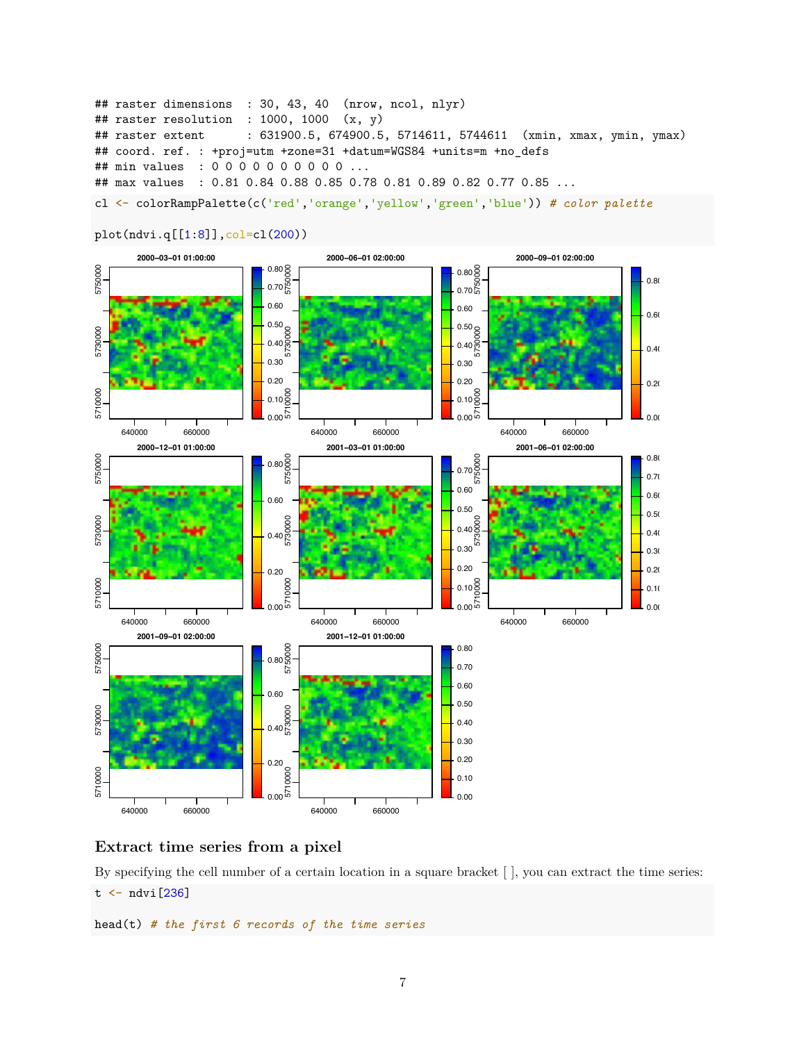```
## raster dimensions  : 30, 43, 40  (nrow, ncol, nlyr)
## raster resolution  : 1000, 1000  (x, y)
## raster extent      : 631900.5, 674900.5, 5714611, 5744611  (xmin, xmax, ymin, ymax)
## coord. ref. : +proj=utm +zone=31 +datum=WGS84 +units=m +no_defs
## min values  : 0 0 0 0 0 0 0 0 0 0 ...
## max values  : 0.81 0.84 0.88 0.85 0.78 0.81 0.89 0.82 0.77 0.85 ...
```

```
cl <- colorRampPalette(c('red','orange','yellow','green','blue')) # color palette

plot(ndvi.q[[1:8]],col=cl(200))
```

## Extract time series from a pixel

By specifying the cell number of a certain location in a square bracket [ ], you can extract the time series:

```
t <- ndvi[236]

head(t) # the first 6 records of the time series
```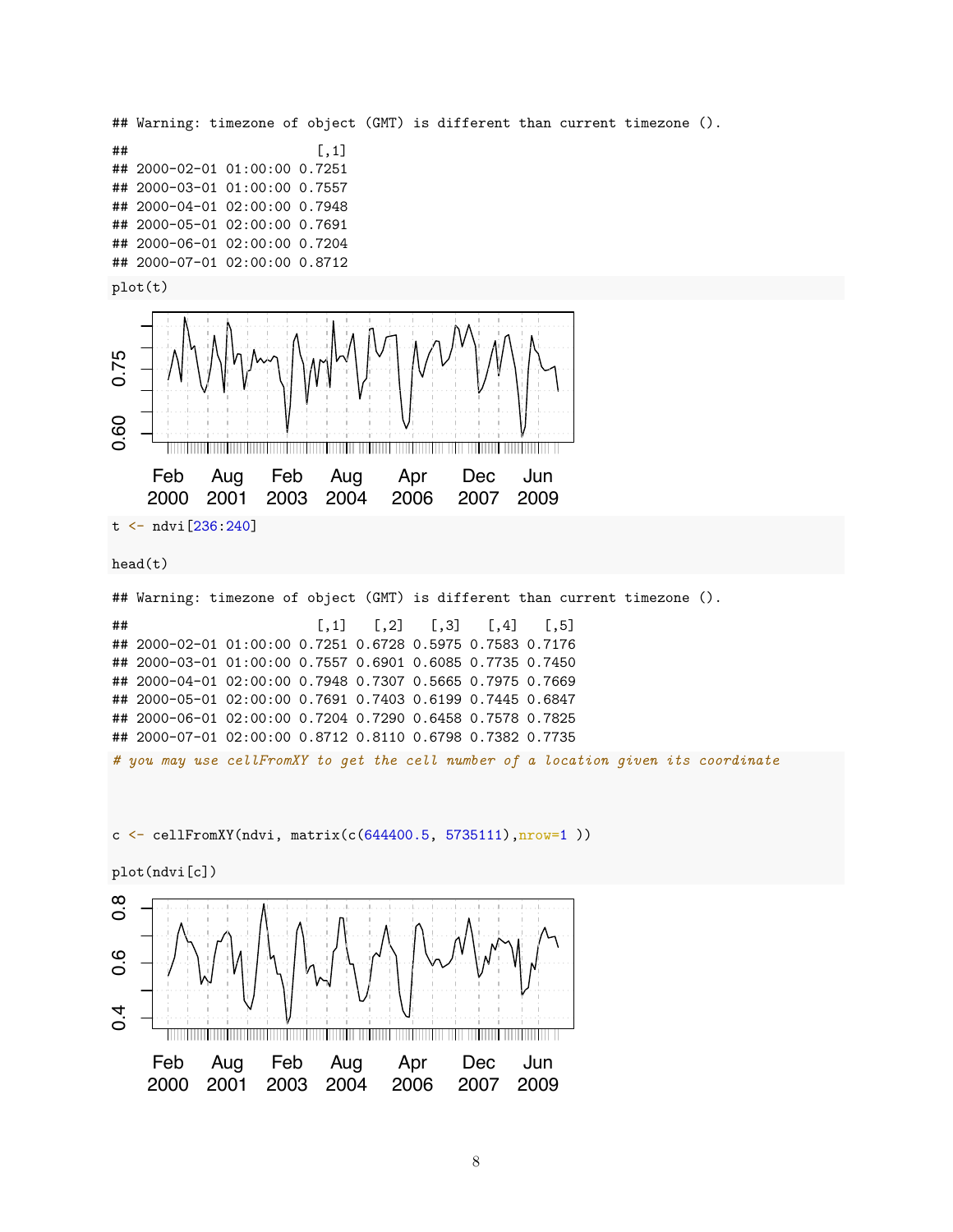```
## Warning: timezone of object (GMT) is different than current timezone ().
##                          [,1]
## 2000-02-01 01:00:00 0.7251
## 2000-03-01 01:00:00 0.7557
## 2000-04-01 02:00:00 0.7948
## 2000-05-01 02:00:00 0.7691
## 2000-06-01 02:00:00 0.7204
## 2000-07-01 02:00:00 0.8712
```

```
plot(t)
```

```
t <- ndvi[236:240]

head(t)
```

```
## Warning: timezone of object (GMT) is different than current timezone ().
##                          [,1]   [,2]   [,3]   [,4]   [,5]
## 2000-02-01 01:00:00 0.7251 0.6728 0.5975 0.7583 0.7176
## 2000-03-01 01:00:00 0.7557 0.6901 0.6085 0.7735 0.7450
## 2000-04-01 02:00:00 0.7948 0.7307 0.5665 0.7975 0.7669
## 2000-05-01 02:00:00 0.7691 0.7403 0.6199 0.7445 0.6847
## 2000-06-01 02:00:00 0.7204 0.7290 0.6458 0.7578 0.7825
## 2000-07-01 02:00:00 0.8712 0.8110 0.6798 0.7382 0.7735
```

```
# you may use cellFromXY to get the cell number of a location given its coordinate



c <- cellFromXY(ndvi, matrix(c(644400.5, 5735111),nrow=1 ))

plot(ndvi[c])
```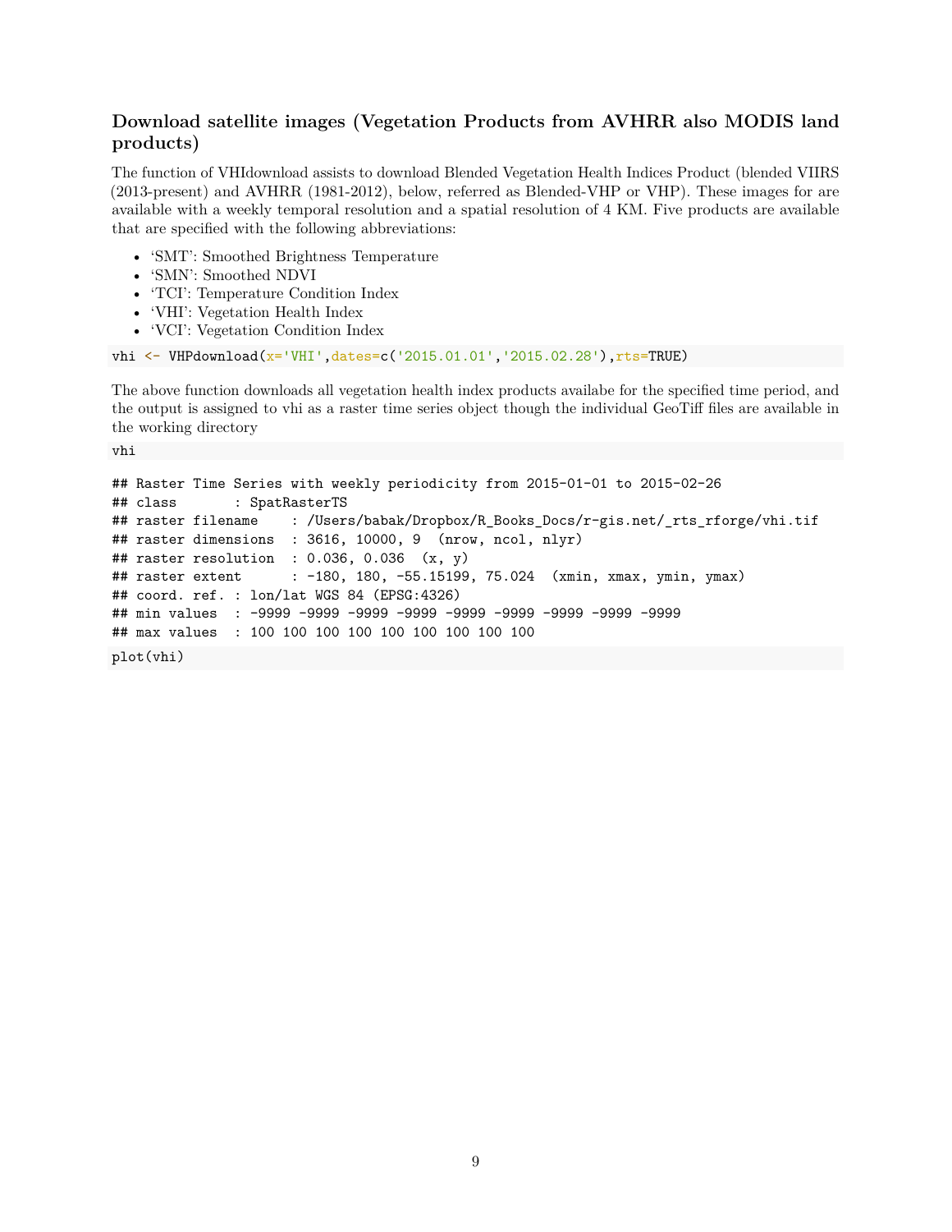### Download satellite images (Vegetation Products from AVHRR also MODIS land products)

The function of VHIdownload assists to download Blended Vegetation Health Indices Product (blended VIIRS (2013-present) and AVHRR (1981-2012), below, referred as Blended-VHP or VHP). These images for are available with a weekly temporal resolution and a spatial resolution of 4 KM. Five products are available that are specified with the following abbreviations:

- 'SMT': Smoothed Brightness Temperature
- 'SMN': Smoothed NDVI
- 'TCI': Temperature Condition Index
- 'VHI': Vegetation Health Index
- 'VCI': Vegetation Condition Index

```
vhi <- VHPdownload(x='VHI',dates=c('2015.01.01','2015.02.28'),rts=TRUE)
```

The above function downloads all vegetation health index products availabe for the specified time period, and the output is assigned to vhi as a raster time series object though the individual GeoTiff files are available in the working directory

```
vhi
```

```
## Raster Time Series with weekly periodicity from 2015-01-01 to 2015-02-26
## class       : SpatRasterTS
## raster filename    : /Users/babak/Dropbox/R_Books_Docs/r-gis.net/_rts_rforge/vhi.tif
## raster dimensions  : 3616, 10000, 9  (nrow, ncol, nlyr)
## raster resolution  : 0.036, 0.036  (x, y)
## raster extent      : -180, 180, -55.15199, 75.024  (xmin, xmax, ymin, ymax)
## coord. ref. : lon/lat WGS 84 (EPSG:4326)
## min values  : -9999 -9999 -9999 -9999 -9999 -9999 -9999 -9999 -9999
## max values  : 100 100 100 100 100 100 100 100 100
```

```
plot(vhi)
```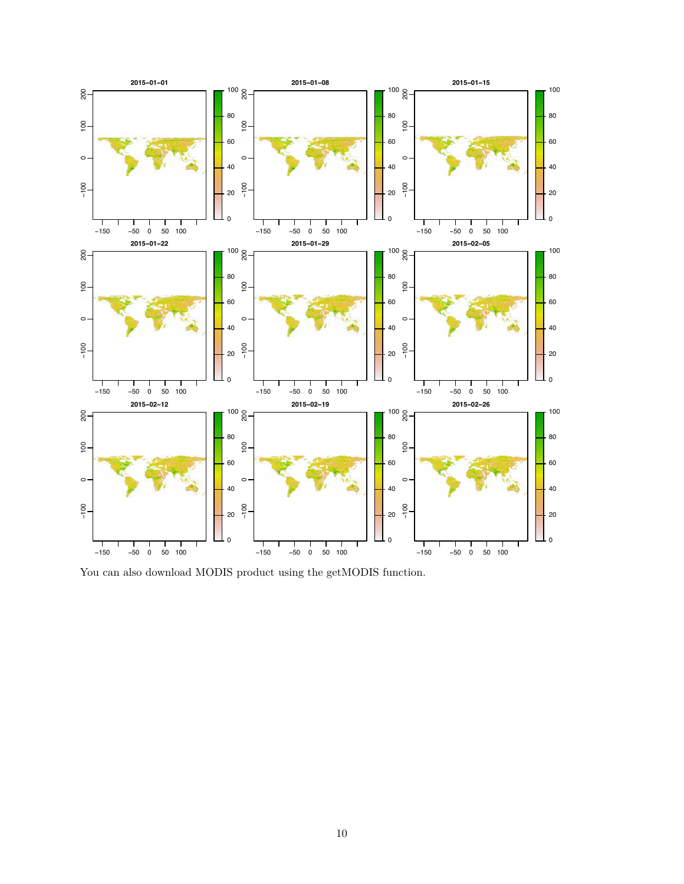2015-01-01

2015-01-08

2015-01-15

2015-01-22

2015-01-29

2015-02-05

2015-02-12

2015-02-19

2015-02-26

You can also download MODIS product using the getMODIS function.